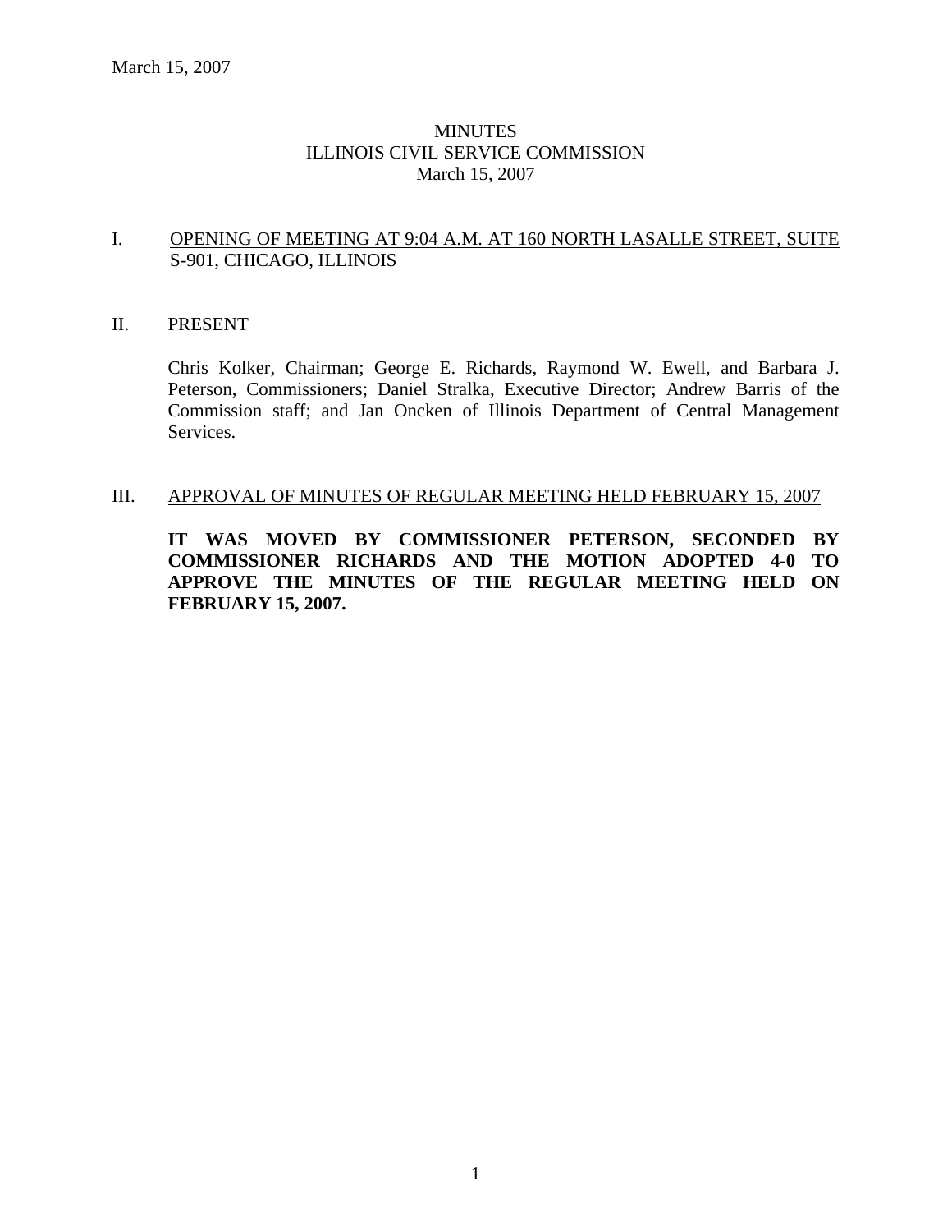March 15, 2007

# MINUTES
# ILLINOIS CIVIL SERVICE COMMISSION
# March 15, 2007

## I. OPENING OF MEETING AT 9:04 A.M. AT 160 NORTH LASALLE STREET, SUITE S-901, CHICAGO, ILLINOIS

## II. PRESENT

Chris Kolker, Chairman; George E. Richards, Raymond W. Ewell, and Barbara J. Peterson, Commissioners; Daniel Stralka, Executive Director; Andrew Barris of the Commission staff; and Jan Oncken of Illinois Department of Central Management Services.

## III. APPROVAL OF MINUTES OF REGULAR MEETING HELD FEBRUARY 15, 2007

**IT WAS MOVED BY COMMISSIONER PETERSON, SECONDED BY COMMISSIONER RICHARDS AND THE MOTION ADOPTED 4-0 TO APPROVE THE MINUTES OF THE REGULAR MEETING HELD ON FEBRUARY 15, 2007.**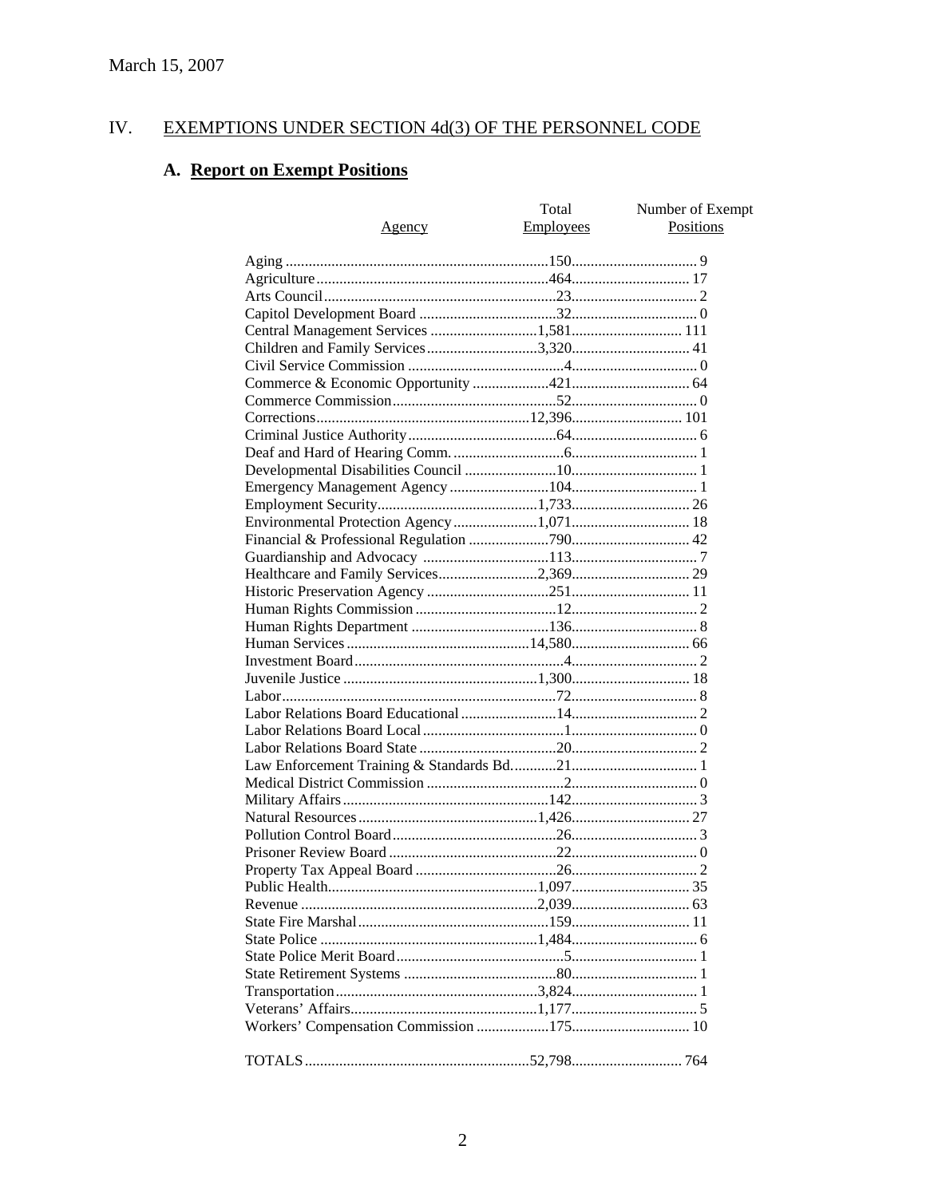March 15, 2007

## IV. EXEMPTIONS UNDER SECTION 4d(3) OF THE PERSONNEL CODE

### A. Report on Exempt Positions

| Agency | Total Employees | Number of Exempt Positions |
|---|---|---|
| Aging | 150 | 9 |
| Agriculture | 464 | 17 |
| Arts Council | 23 | 2 |
| Capitol Development Board | 32 | 0 |
| Central Management Services | 1,581 | 111 |
| Children and Family Services | 3,320 | 41 |
| Civil Service Commission | 4 | 0 |
| Commerce & Economic Opportunity | 421 | 64 |
| Commerce Commission | 52 | 0 |
| Corrections | 12,396 | 101 |
| Criminal Justice Authority | 64 | 6 |
| Deaf and Hard of Hearing Comm. | 6 | 1 |
| Developmental Disabilities Council | 10 | 1 |
| Emergency Management Agency | 104 | 1 |
| Employment Security | 1,733 | 26 |
| Environmental Protection Agency | 1,071 | 18 |
| Financial & Professional Regulation | 790 | 42 |
| Guardianship and Advocacy | 113 | 7 |
| Healthcare and Family Services | 2,369 | 29 |
| Historic Preservation Agency | 251 | 11 |
| Human Rights Commission | 12 | 2 |
| Human Rights Department | 136 | 8 |
| Human Services | 14,580 | 66 |
| Investment Board | 4 | 2 |
| Juvenile Justice | 1,300 | 18 |
| Labor | 72 | 8 |
| Labor Relations Board Educational | 14 | 2 |
| Labor Relations Board Local | 1 | 0 |
| Labor Relations Board State | 20 | 2 |
| Law Enforcement Training & Standards Bd. | 21 | 1 |
| Medical District Commission | 2 | 0 |
| Military Affairs | 142 | 3 |
| Natural Resources | 1,426 | 27 |
| Pollution Control Board | 26 | 3 |
| Prisoner Review Board | 22 | 0 |
| Property Tax Appeal Board | 26 | 2 |
| Public Health | 1,097 | 35 |
| Revenue | 2,039 | 63 |
| State Fire Marshal | 159 | 11 |
| State Police | 1,484 | 6 |
| State Police Merit Board | 5 | 1 |
| State Retirement Systems | 80 | 1 |
| Transportation | 3,824 | 1 |
| Veterans' Affairs | 1,177 | 5 |
| Workers' Compensation Commission | 175 | 10 |
| TOTALS | 52,798 | 764 |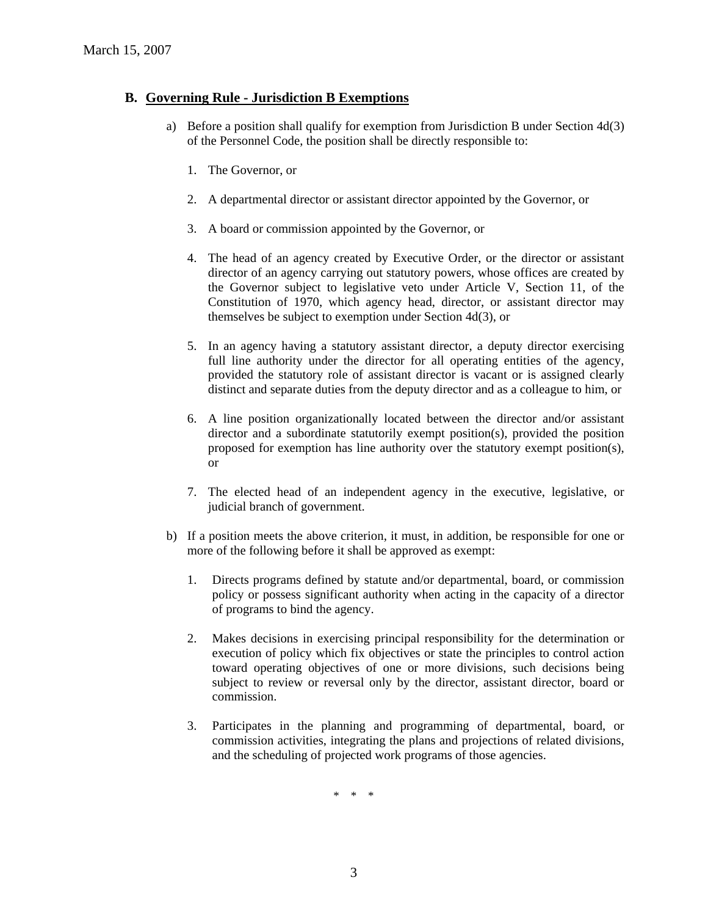## B. Governing Rule - Jurisdiction B Exemptions

a) Before a position shall qualify for exemption from Jurisdiction B under Section 4d(3) of the Personnel Code, the position shall be directly responsible to:

1. The Governor, or

2. A departmental director or assistant director appointed by the Governor, or

3. A board or commission appointed by the Governor, or

4. The head of an agency created by Executive Order, or the director or assistant director of an agency carrying out statutory powers, whose offices are created by the Governor subject to legislative veto under Article V, Section 11, of the Constitution of 1970, which agency head, director, or assistant director may themselves be subject to exemption under Section 4d(3), or

5. In an agency having a statutory assistant director, a deputy director exercising full line authority under the director for all operating entities of the agency, provided the statutory role of assistant director is vacant or is assigned clearly distinct and separate duties from the deputy director and as a colleague to him, or

6. A line position organizationally located between the director and/or assistant director and a subordinate statutorily exempt position(s), provided the position proposed for exemption has line authority over the statutory exempt position(s), or

7. The elected head of an independent agency in the executive, legislative, or judicial branch of government.

b) If a position meets the above criterion, it must, in addition, be responsible for one or more of the following before it shall be approved as exempt:

1. Directs programs defined by statute and/or departmental, board, or commission policy or possess significant authority when acting in the capacity of a director of programs to bind the agency.

2. Makes decisions in exercising principal responsibility for the determination or execution of policy which fix objectives or state the principles to control action toward operating objectives of one or more divisions, such decisions being subject to review or reversal only by the director, assistant director, board or commission.

3. Participates in the planning and programming of departmental, board, or commission activities, integrating the plans and projections of related divisions, and the scheduling of projected work programs of those agencies.

\* \* \*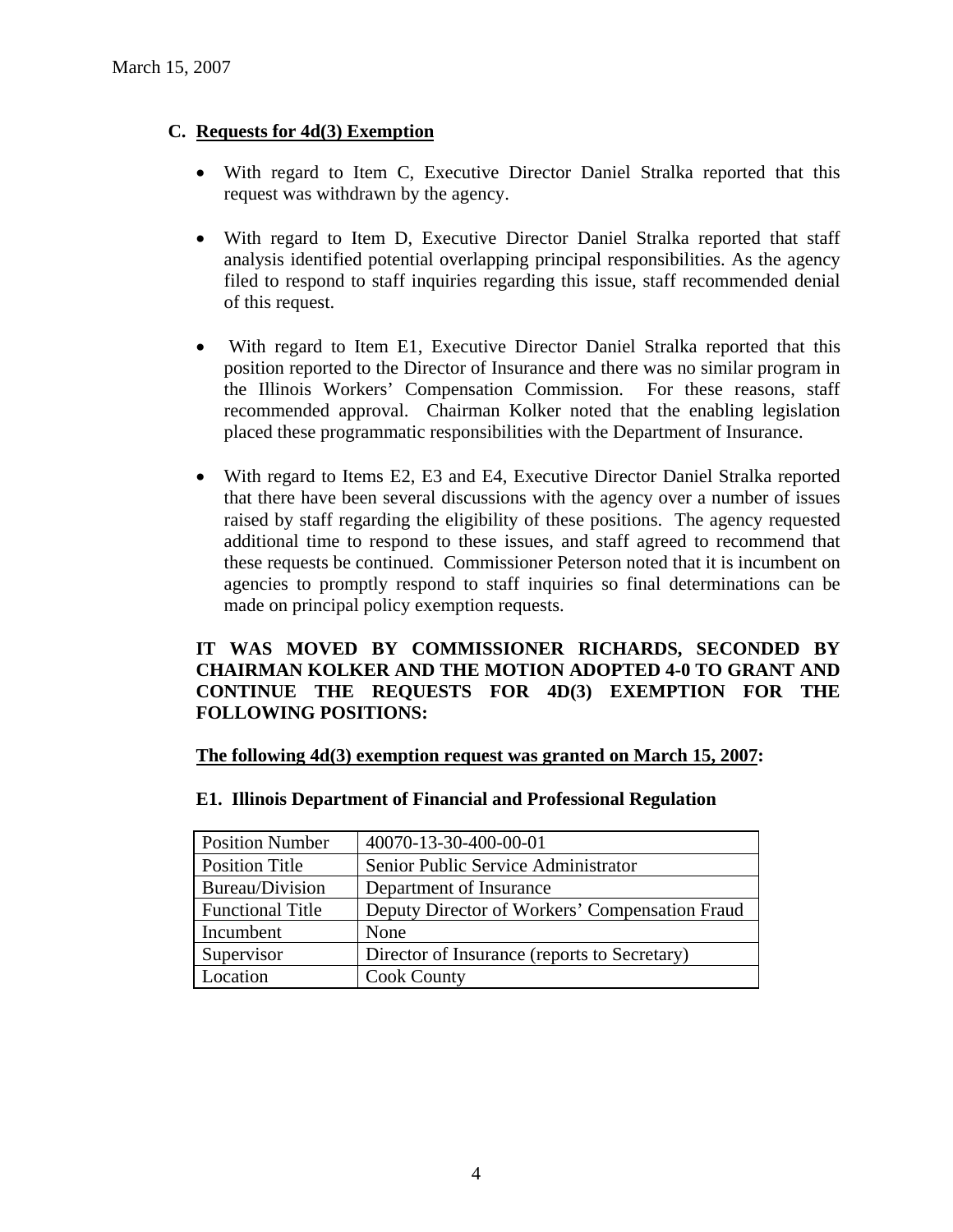March 15, 2007

## C. Requests for 4d(3) Exemption

- With regard to Item C, Executive Director Daniel Stralka reported that this request was withdrawn by the agency.

- With regard to Item D, Executive Director Daniel Stralka reported that staff analysis identified potential overlapping principal responsibilities. As the agency filed to respond to staff inquiries regarding this issue, staff recommended denial of this request.

- With regard to Item E1, Executive Director Daniel Stralka reported that this position reported to the Director of Insurance and there was no similar program in the Illinois Workers' Compensation Commission. For these reasons, staff recommended approval. Chairman Kolker noted that the enabling legislation placed these programmatic responsibilities with the Department of Insurance.

- With regard to Items E2, E3 and E4, Executive Director Daniel Stralka reported that there have been several discussions with the agency over a number of issues raised by staff regarding the eligibility of these positions. The agency requested additional time to respond to these issues, and staff agreed to recommend that these requests be continued. Commissioner Peterson noted that it is incumbent on agencies to promptly respond to staff inquiries so final determinations can be made on principal policy exemption requests.

**IT WAS MOVED BY COMMISSIONER RICHARDS, SECONDED BY CHAIRMAN KOLKER AND THE MOTION ADOPTED 4-0 TO GRANT AND CONTINUE THE REQUESTS FOR 4D(3) EXEMPTION FOR THE FOLLOWING POSITIONS:**

**<u>The following 4d(3) exemption request was granted on March 15, 2007</u>:**

**E1. Illinois Department of Financial and Professional Regulation**

| Position Number | 40070-13-30-400-00-01 |
|---|---|
| Position Title | Senior Public Service Administrator |
| Bureau/Division | Department of Insurance |
| Functional Title | Deputy Director of Workers' Compensation Fraud |
| Incumbent | None |
| Supervisor | Director of Insurance (reports to Secretary) |
| Location | Cook County |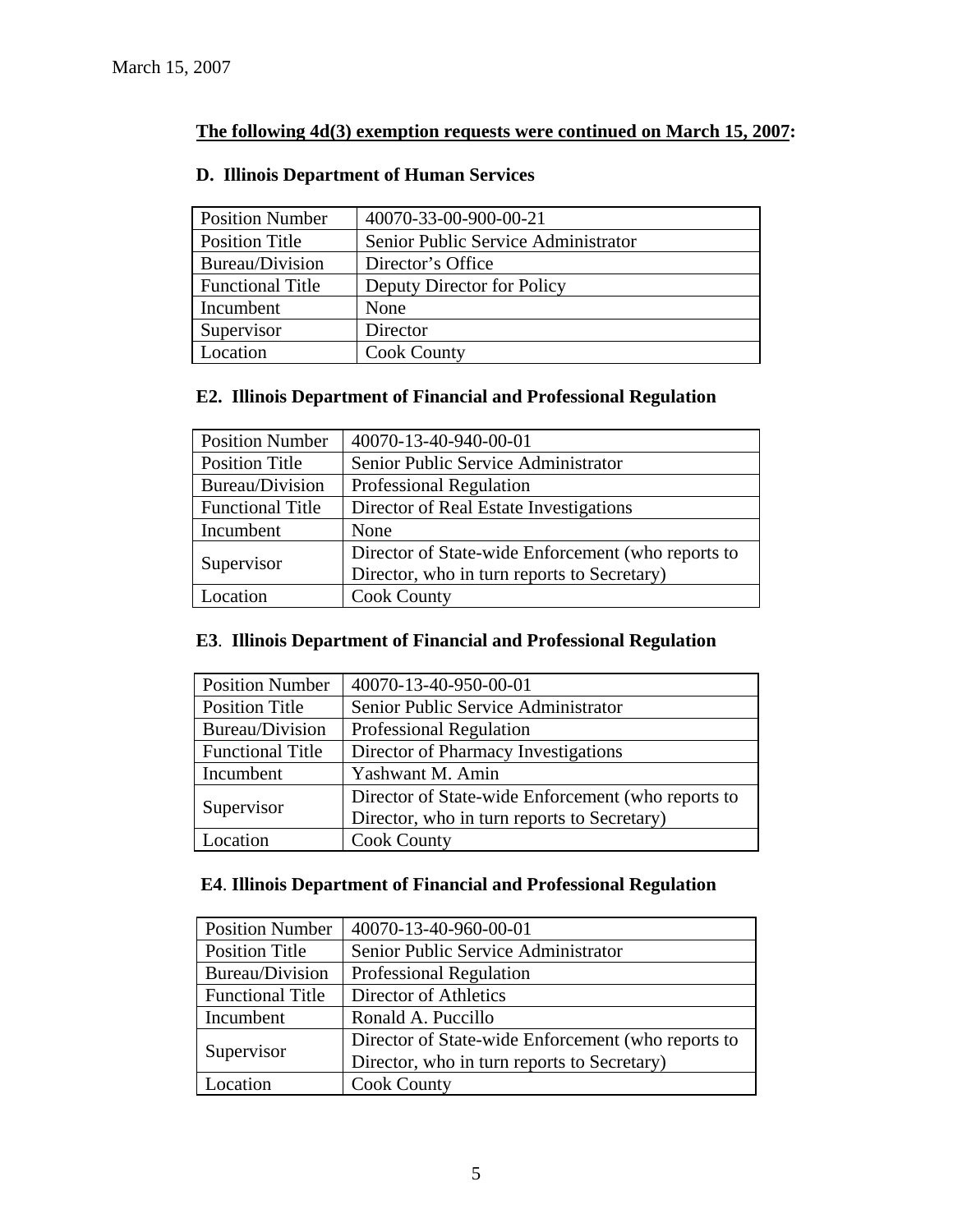March 15, 2007

**The following 4d(3) exemption requests were continued on March 15, 2007:**

### D. Illinois Department of Human Services

| Position Number | 40070-33-00-900-00-21 |
|---|---|
| Position Title | Senior Public Service Administrator |
| Bureau/Division | Director's Office |
| Functional Title | Deputy Director for Policy |
| Incumbent | None |
| Supervisor | Director |
| Location | Cook County |

### E2. Illinois Department of Financial and Professional Regulation

| Position Number | 40070-13-40-940-00-01 |
|---|---|
| Position Title | Senior Public Service Administrator |
| Bureau/Division | Professional Regulation |
| Functional Title | Director of Real Estate Investigations |
| Incumbent | None |
| Supervisor | Director of State-wide Enforcement (who reports to Director, who in turn reports to Secretary) |
| Location | Cook County |

### E3. Illinois Department of Financial and Professional Regulation

| Position Number | 40070-13-40-950-00-01 |
|---|---|
| Position Title | Senior Public Service Administrator |
| Bureau/Division | Professional Regulation |
| Functional Title | Director of Pharmacy Investigations |
| Incumbent | Yashwant M. Amin |
| Supervisor | Director of State-wide Enforcement (who reports to Director, who in turn reports to Secretary) |
| Location | Cook County |

### E4. Illinois Department of Financial and Professional Regulation

| Position Number | 40070-13-40-960-00-01 |
|---|---|
| Position Title | Senior Public Service Administrator |
| Bureau/Division | Professional Regulation |
| Functional Title | Director of Athletics |
| Incumbent | Ronald A. Puccillo |
| Supervisor | Director of State-wide Enforcement (who reports to Director, who in turn reports to Secretary) |
| Location | Cook County |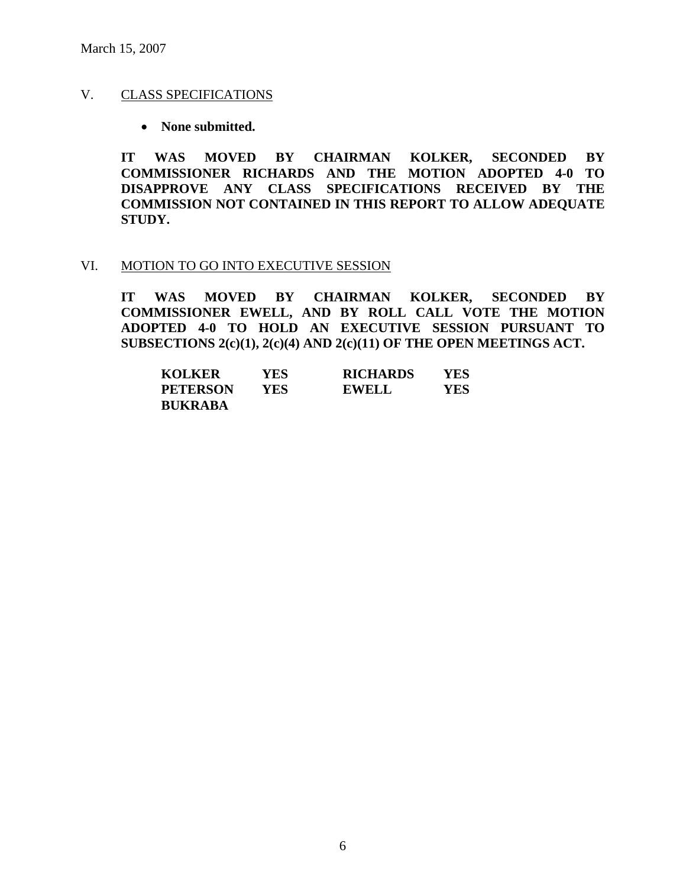March 15, 2007

V. CLASS SPECIFICATIONS

- **None submitted.**

**IT WAS MOVED BY CHAIRMAN KOLKER, SECONDED BY COMMISSIONER RICHARDS AND THE MOTION ADOPTED 4-0 TO DISAPPROVE ANY CLASS SPECIFICATIONS RECEIVED BY THE COMMISSION NOT CONTAINED IN THIS REPORT TO ALLOW ADEQUATE STUDY.**

VI. MOTION TO GO INTO EXECUTIVE SESSION

**IT WAS MOVED BY CHAIRMAN KOLKER, SECONDED BY COMMISSIONER EWELL, AND BY ROLL CALL VOTE THE MOTION ADOPTED 4-0 TO HOLD AN EXECUTIVE SESSION PURSUANT TO SUBSECTIONS 2(c)(1), 2(c)(4) AND 2(c)(11) OF THE OPEN MEETINGS ACT.**

| | | | |
|---|---|---|---|
| **KOLKER** | **YES** | **RICHARDS** | **YES** |
| **PETERSON** | **YES** | **EWELL** | **YES** |
| **BUKRABA** | | | |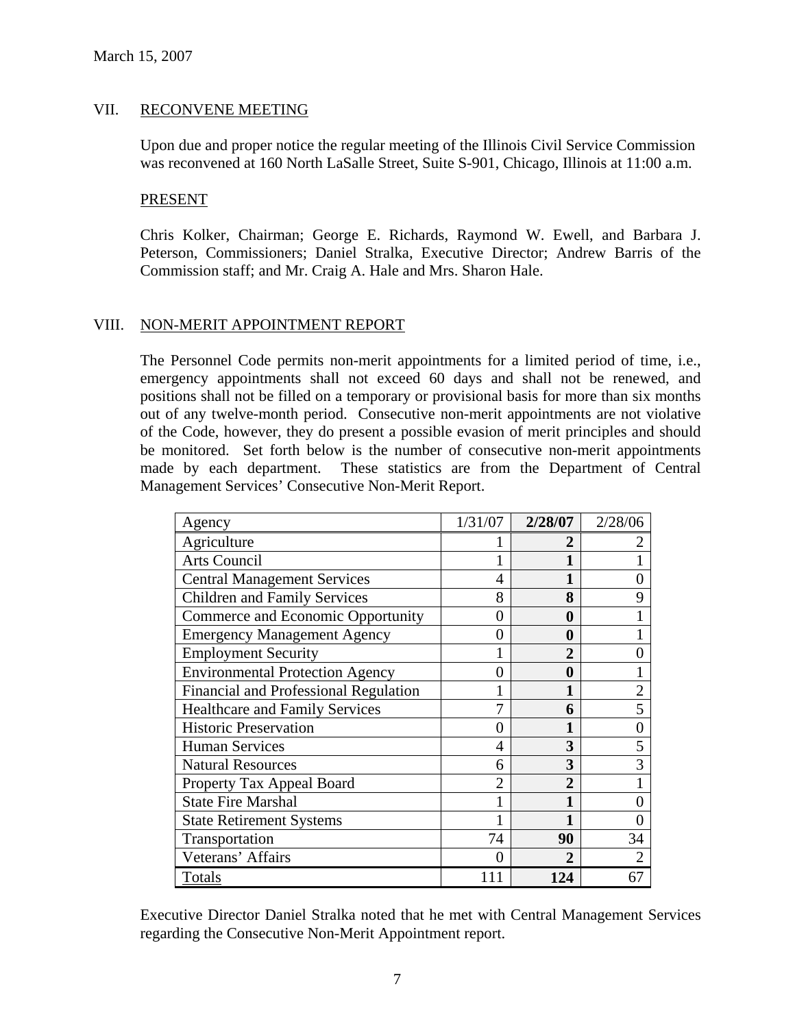March 15, 2007

## VII. RECONVENE MEETING

Upon due and proper notice the regular meeting of the Illinois Civil Service Commission was reconvened at 160 North LaSalle Street, Suite S-901, Chicago, Illinois at 11:00 a.m.

PRESENT

Chris Kolker, Chairman; George E. Richards, Raymond W. Ewell, and Barbara J. Peterson, Commissioners; Daniel Stralka, Executive Director; Andrew Barris of the Commission staff; and Mr. Craig A. Hale and Mrs. Sharon Hale.

## VIII. NON-MERIT APPOINTMENT REPORT

The Personnel Code permits non-merit appointments for a limited period of time, i.e., emergency appointments shall not exceed 60 days and shall not be renewed, and positions shall not be filled on a temporary or provisional basis for more than six months out of any twelve-month period. Consecutive non-merit appointments are not violative of the Code, however, they do present a possible evasion of merit principles and should be monitored. Set forth below is the number of consecutive non-merit appointments made by each department. These statistics are from the Department of Central Management Services' Consecutive Non-Merit Report.

| Agency | 1/31/07 | **2/28/07** | 2/28/06 |
|---|---|---|---|
| Agriculture | 1 | **2** | 2 |
| Arts Council | 1 | **1** | 1 |
| Central Management Services | 4 | **1** | 0 |
| Children and Family Services | 8 | **8** | 9 |
| Commerce and Economic Opportunity | 0 | **0** | 1 |
| Emergency Management Agency | 0 | **0** | 1 |
| Employment Security | 1 | **2** | 0 |
| Environmental Protection Agency | 0 | **0** | 1 |
| Financial and Professional Regulation | 1 | **1** | 2 |
| Healthcare and Family Services | 7 | **6** | 5 |
| Historic Preservation | 0 | **1** | 0 |
| Human Services | 4 | **3** | 5 |
| Natural Resources | 6 | **3** | 3 |
| Property Tax Appeal Board | 2 | **2** | 1 |
| State Fire Marshal | 1 | **1** | 0 |
| State Retirement Systems | 1 | **1** | 0 |
| Transportation | 74 | **90** | 34 |
| Veterans' Affairs | 0 | **2** | 2 |
| Totals | 111 | **124** | 67 |

Executive Director Daniel Stralka noted that he met with Central Management Services regarding the Consecutive Non-Merit Appointment report.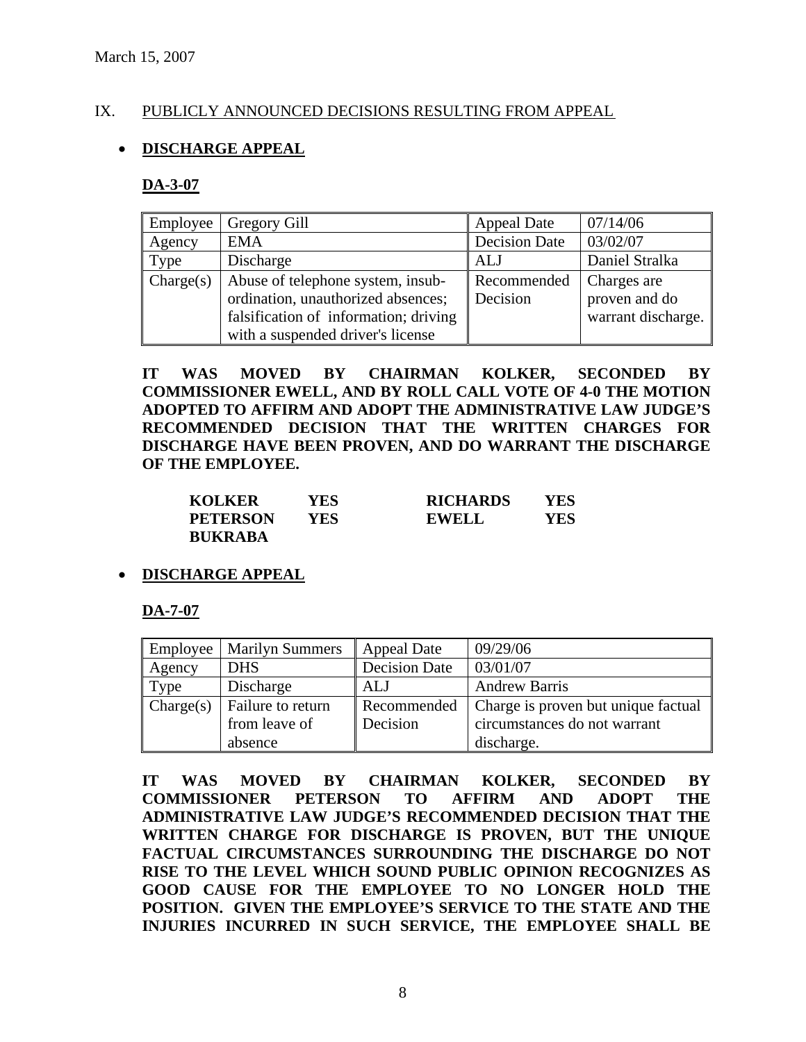March 15, 2007

IX. PUBLICLY ANNOUNCED DECISIONS RESULTING FROM APPEAL

- **DISCHARGE APPEAL**

**DA-3-07**

| Employee | Gregory Gill | Appeal Date | 07/14/06 |
|---|---|---|---|
| Agency | EMA | Decision Date | 03/02/07 |
| Type | Discharge | ALJ | Daniel Stralka |
| Charge(s) | Abuse of telephone system, insub-ordination, unauthorized absences; falsification of information; driving with a suspended driver's license | Recommended Decision | Charges are proven and do warrant discharge. |

**IT WAS MOVED BY CHAIRMAN KOLKER, SECONDED BY COMMISSIONER EWELL, AND BY ROLL CALL VOTE OF 4-0 THE MOTION ADOPTED TO AFFIRM AND ADOPT THE ADMINISTRATIVE LAW JUDGE'S RECOMMENDED DECISION THAT THE WRITTEN CHARGES FOR DISCHARGE HAVE BEEN PROVEN, AND DO WARRANT THE DISCHARGE OF THE EMPLOYEE.**

| | | | |
|---|---|---|---|
| **KOLKER** | **YES** | **RICHARDS** | **YES** |
| **PETERSON** | **YES** | **EWELL** | **YES** |
| **BUKRABA** | | | |

- **DISCHARGE APPEAL**

**DA-7-07**

| Employee | Marilyn Summers | Appeal Date | 09/29/06 |
|---|---|---|---|
| Agency | DHS | Decision Date | 03/01/07 |
| Type | Discharge | ALJ | Andrew Barris |
| Charge(s) | Failure to return from leave of absence | Recommended Decision | Charge is proven but unique factual circumstances do not warrant discharge. |

**IT WAS MOVED BY CHAIRMAN KOLKER, SECONDED BY COMMISSIONER PETERSON TO AFFIRM AND ADOPT THE ADMINISTRATIVE LAW JUDGE'S RECOMMENDED DECISION THAT THE WRITTEN CHARGE FOR DISCHARGE IS PROVEN, BUT THE UNIQUE FACTUAL CIRCUMSTANCES SURROUNDING THE DISCHARGE DO NOT RISE TO THE LEVEL WHICH SOUND PUBLIC OPINION RECOGNIZES AS GOOD CAUSE FOR THE EMPLOYEE TO NO LONGER HOLD THE POSITION. GIVEN THE EMPLOYEE'S SERVICE TO THE STATE AND THE INJURIES INCURRED IN SUCH SERVICE, THE EMPLOYEE SHALL BE**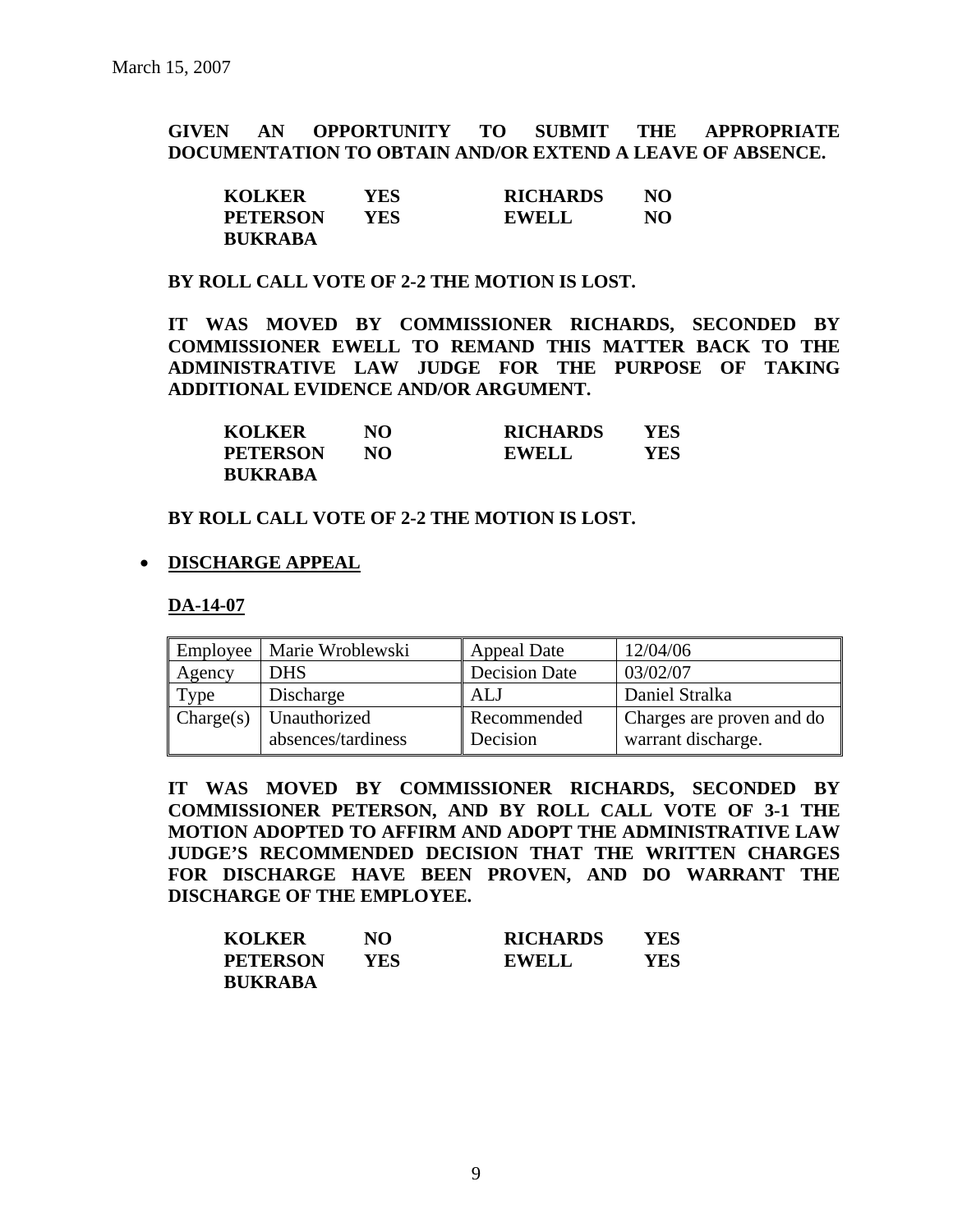March 15, 2007

**GIVEN AN OPPORTUNITY TO SUBMIT THE APPROPRIATE DOCUMENTATION TO OBTAIN AND/OR EXTEND A LEAVE OF ABSENCE.**

| | | | |
|---|---|---|---|
| **KOLKER** | **YES** | **RICHARDS** | **NO** |
| **PETERSON** | **YES** | **EWELL** | **NO** |
| **BUKRABA** | | | |

**BY ROLL CALL VOTE OF 2-2 THE MOTION IS LOST.**

**IT WAS MOVED BY COMMISSIONER RICHARDS, SECONDED BY COMMISSIONER EWELL TO REMAND THIS MATTER BACK TO THE ADMINISTRATIVE LAW JUDGE FOR THE PURPOSE OF TAKING ADDITIONAL EVIDENCE AND/OR ARGUMENT.**

| | | | |
|---|---|---|---|
| **KOLKER** | **NO** | **RICHARDS** | **YES** |
| **PETERSON** | **NO** | **EWELL** | **YES** |
| **BUKRABA** | | | |

**BY ROLL CALL VOTE OF 2-2 THE MOTION IS LOST.**

- **DISCHARGE APPEAL**

**DA-14-07**

| Employee | Marie Wroblewski | Appeal Date | 12/04/06 |
|---|---|---|---|
| Agency | DHS | Decision Date | 03/02/07 |
| Type | Discharge | ALJ | Daniel Stralka |
| Charge(s) | Unauthorized absences/tardiness | Recommended Decision | Charges are proven and do warrant discharge. |

**IT WAS MOVED BY COMMISSIONER RICHARDS, SECONDED BY COMMISSIONER PETERSON, AND BY ROLL CALL VOTE OF 3-1 THE MOTION ADOPTED TO AFFIRM AND ADOPT THE ADMINISTRATIVE LAW JUDGE'S RECOMMENDED DECISION THAT THE WRITTEN CHARGES FOR DISCHARGE HAVE BEEN PROVEN, AND DO WARRANT THE DISCHARGE OF THE EMPLOYEE.**

| | | | |
|---|---|---|---|
| **KOLKER** | **NO** | **RICHARDS** | **YES** |
| **PETERSON** | **YES** | **EWELL** | **YES** |
| **BUKRABA** | | | |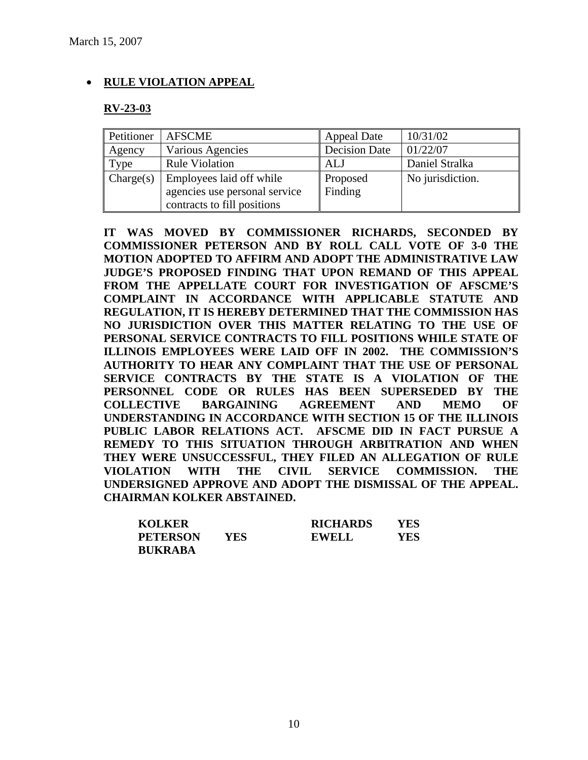March 15, 2007

- **RULE VIOLATION APPEAL**

**RV-23-03**

| Petitioner | AFSCME | Appeal Date | 10/31/02 |
|---|---|---|---|
| Agency | Various Agencies | Decision Date | 01/22/07 |
| Type | Rule Violation | ALJ | Daniel Stralka |
| Charge(s) | Employees laid off while agencies use personal service contracts to fill positions | Proposed Finding | No jurisdiction. |

**IT WAS MOVED BY COMMISSIONER RICHARDS, SECONDED BY COMMISSIONER PETERSON AND BY ROLL CALL VOTE OF 3-0 THE MOTION ADOPTED TO AFFIRM AND ADOPT THE ADMINISTRATIVE LAW JUDGE'S PROPOSED FINDING THAT UPON REMAND OF THIS APPEAL FROM THE APPELLATE COURT FOR INVESTIGATION OF AFSCME'S COMPLAINT IN ACCORDANCE WITH APPLICABLE STATUTE AND REGULATION, IT IS HEREBY DETERMINED THAT THE COMMISSION HAS NO JURISDICTION OVER THIS MATTER RELATING TO THE USE OF PERSONAL SERVICE CONTRACTS TO FILL POSITIONS WHILE STATE OF ILLINOIS EMPLOYEES WERE LAID OFF IN 2002. THE COMMISSION'S AUTHORITY TO HEAR ANY COMPLAINT THAT THE USE OF PERSONAL SERVICE CONTRACTS BY THE STATE IS A VIOLATION OF THE PERSONNEL CODE OR RULES HAS BEEN SUPERSEDED BY THE COLLECTIVE BARGAINING AGREEMENT AND MEMO OF UNDERSTANDING IN ACCORDANCE WITH SECTION 15 OF THE ILLINOIS PUBLIC LABOR RELATIONS ACT. AFSCME DID IN FACT PURSUE A REMEDY TO THIS SITUATION THROUGH ARBITRATION AND WHEN THEY WERE UNSUCCESSFUL, THEY FILED AN ALLEGATION OF RULE VIOLATION WITH THE CIVIL SERVICE COMMISSION. THE UNDERSIGNED APPROVE AND ADOPT THE DISMISSAL OF THE APPEAL. CHAIRMAN KOLKER ABSTAINED.**

| | | | |
|---|---|---|---|
| **KOLKER** | | **RICHARDS** | **YES** |
| **PETERSON** | **YES** | **EWELL** | **YES** |
| **BUKRABA** | | | |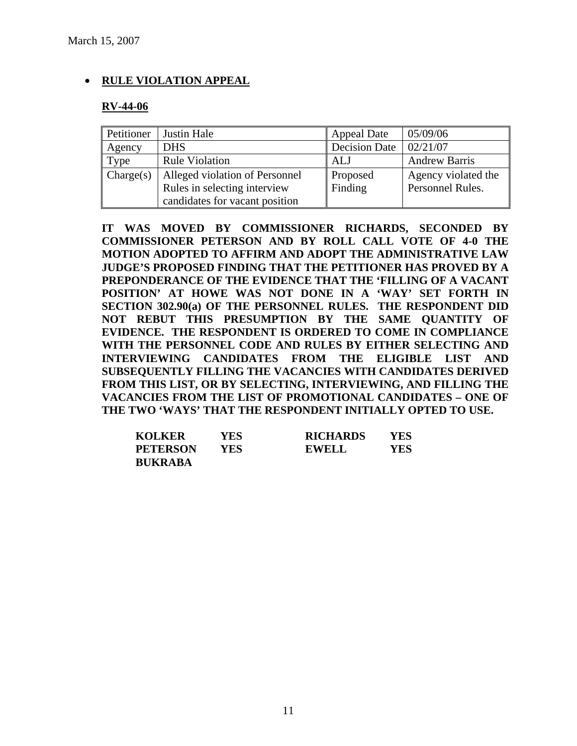March 15, 2007

- **RULE VIOLATION APPEAL**

**RV-44-06**

| Petitioner | Justin Hale | Appeal Date | 05/09/06 |
|---|---|---|---|
| Agency | DHS | Decision Date | 02/21/07 |
| Type | Rule Violation | ALJ | Andrew Barris |
| Charge(s) | Alleged violation of Personnel Rules in selecting interview candidates for vacant position | Proposed Finding | Agency violated the Personnel Rules. |

**IT WAS MOVED BY COMMISSIONER RICHARDS, SECONDED BY COMMISSIONER PETERSON AND BY ROLL CALL VOTE OF 4-0 THE MOTION ADOPTED TO AFFIRM AND ADOPT THE ADMINISTRATIVE LAW JUDGE'S PROPOSED FINDING THAT THE PETITIONER HAS PROVED BY A PREPONDERANCE OF THE EVIDENCE THAT THE 'FILLING OF A VACANT POSITION' AT HOWE WAS NOT DONE IN A 'WAY' SET FORTH IN SECTION 302.90(a) OF THE PERSONNEL RULES. THE RESPONDENT DID NOT REBUT THIS PRESUMPTION BY THE SAME QUANTITY OF EVIDENCE. THE RESPONDENT IS ORDERED TO COME IN COMPLIANCE WITH THE PERSONNEL CODE AND RULES BY EITHER SELECTING AND INTERVIEWING CANDIDATES FROM THE ELIGIBLE LIST AND SUBSEQUENTLY FILLING THE VACANCIES WITH CANDIDATES DERIVED FROM THIS LIST, OR BY SELECTING, INTERVIEWING, AND FILLING THE VACANCIES FROM THE LIST OF PROMOTIONAL CANDIDATES – ONE OF THE TWO 'WAYS' THAT THE RESPONDENT INITIALLY OPTED TO USE.**

| | | | |
|---|---|---|---|
| **KOLKER** | **YES** | **RICHARDS** | **YES** |
| **PETERSON** | **YES** | **EWELL** | **YES** |
| **BUKRABA** | | | |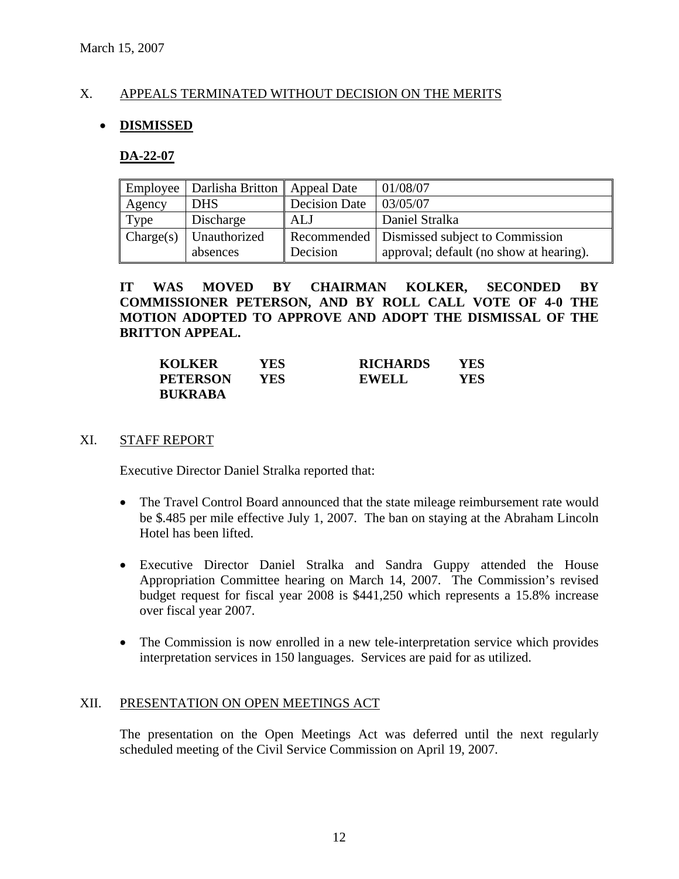March 15, 2007

## X. APPEALS TERMINATED WITHOUT DECISION ON THE MERITS

- **DISMISSED**

**DA-22-07**

| Employee | Darlisha Britton | Appeal Date | 01/08/07 |
|---|---|---|---|
| Agency | DHS | Decision Date | 03/05/07 |
| Type | Discharge | ALJ | Daniel Stralka |
| Charge(s) | Unauthorized absences | Recommended Decision | Dismissed subject to Commission approval; default (no show at hearing). |

**IT WAS MOVED BY CHAIRMAN KOLKER, SECONDED BY COMMISSIONER PETERSON, AND BY ROLL CALL VOTE OF 4-0 THE MOTION ADOPTED TO APPROVE AND ADOPT THE DISMISSAL OF THE BRITTON APPEAL.**

| | | | |
|---|---|---|---|
| **KOLKER** | **YES** | **RICHARDS** | **YES** |
| **PETERSON** | **YES** | **EWELL** | **YES** |
| **BUKRABA** | | | |

## XI. STAFF REPORT

Executive Director Daniel Stralka reported that:

- The Travel Control Board announced that the state mileage reimbursement rate would be $.485 per mile effective July 1, 2007. The ban on staying at the Abraham Lincoln Hotel has been lifted.

- Executive Director Daniel Stralka and Sandra Guppy attended the House Appropriation Committee hearing on March 14, 2007. The Commission's revised budget request for fiscal year 2008 is $441,250 which represents a 15.8% increase over fiscal year 2007.

- The Commission is now enrolled in a new tele-interpretation service which provides interpretation services in 150 languages. Services are paid for as utilized.

## XII. PRESENTATION ON OPEN MEETINGS ACT

The presentation on the Open Meetings Act was deferred until the next regularly scheduled meeting of the Civil Service Commission on April 19, 2007.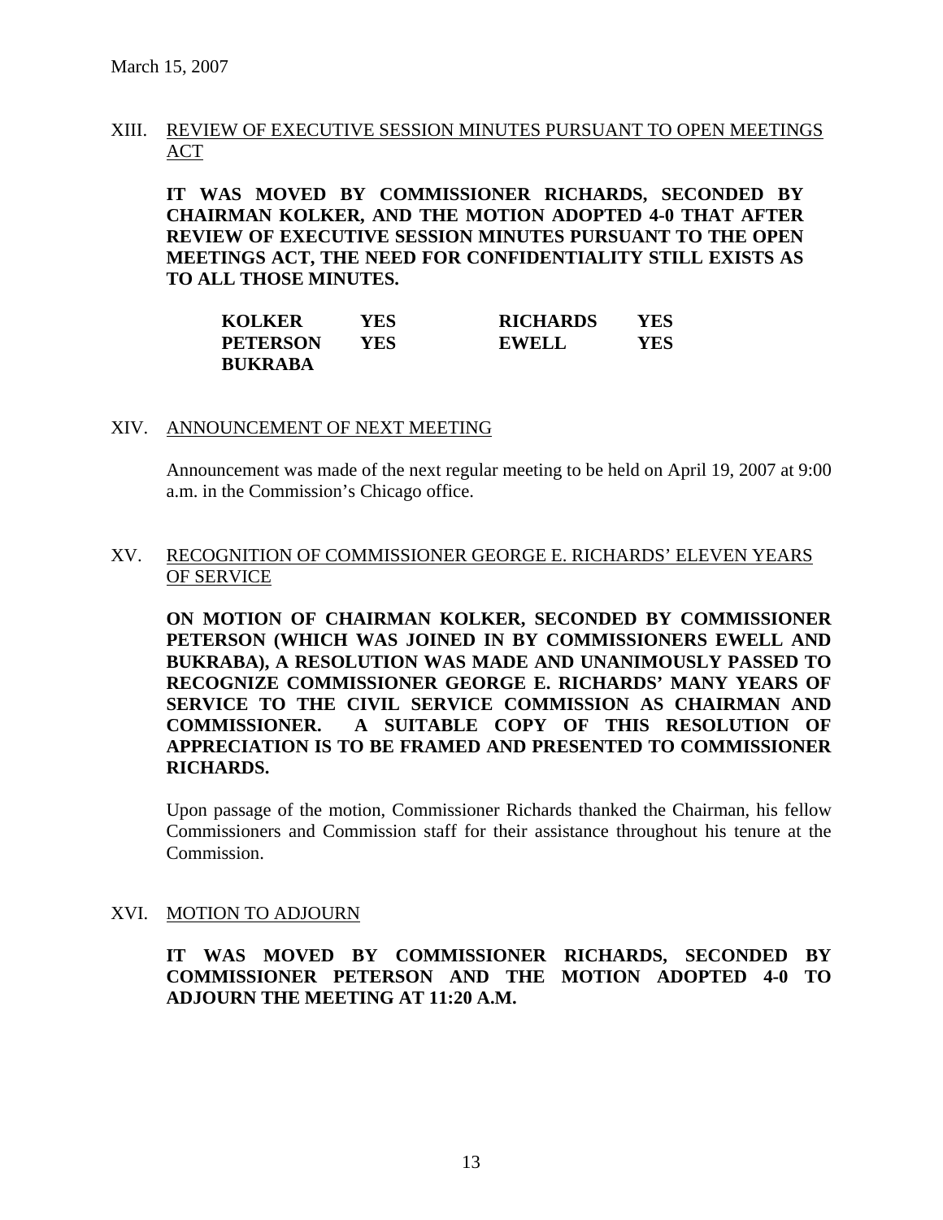March 15, 2007

## XIII. REVIEW OF EXECUTIVE SESSION MINUTES PURSUANT TO OPEN MEETINGS ACT

**IT WAS MOVED BY COMMISSIONER RICHARDS, SECONDED BY CHAIRMAN KOLKER, AND THE MOTION ADOPTED 4-0 THAT AFTER REVIEW OF EXECUTIVE SESSION MINUTES PURSUANT TO THE OPEN MEETINGS ACT, THE NEED FOR CONFIDENTIALITY STILL EXISTS AS TO ALL THOSE MINUTES.**

| | | | |
|---|---|---|---|
| **KOLKER** | **YES** | **RICHARDS** | **YES** |
| **PETERSON** | **YES** | **EWELL** | **YES** |
| **BUKRABA** | | | |

## XIV. ANNOUNCEMENT OF NEXT MEETING

Announcement was made of the next regular meeting to be held on April 19, 2007 at 9:00 a.m. in the Commission's Chicago office.

## XV. RECOGNITION OF COMMISSIONER GEORGE E. RICHARDS' ELEVEN YEARS OF SERVICE

**ON MOTION OF CHAIRMAN KOLKER, SECONDED BY COMMISSIONER PETERSON (WHICH WAS JOINED IN BY COMMISSIONERS EWELL AND BUKRABA), A RESOLUTION WAS MADE AND UNANIMOUSLY PASSED TO RECOGNIZE COMMISSIONER GEORGE E. RICHARDS' MANY YEARS OF SERVICE TO THE CIVIL SERVICE COMMISSION AS CHAIRMAN AND COMMISSIONER. A SUITABLE COPY OF THIS RESOLUTION OF APPRECIATION IS TO BE FRAMED AND PRESENTED TO COMMISSIONER RICHARDS.**

Upon passage of the motion, Commissioner Richards thanked the Chairman, his fellow Commissioners and Commission staff for their assistance throughout his tenure at the Commission.

## XVI. MOTION TO ADJOURN

**IT WAS MOVED BY COMMISSIONER RICHARDS, SECONDED BY COMMISSIONER PETERSON AND THE MOTION ADOPTED 4-0 TO ADJOURN THE MEETING AT 11:20 A.M.**